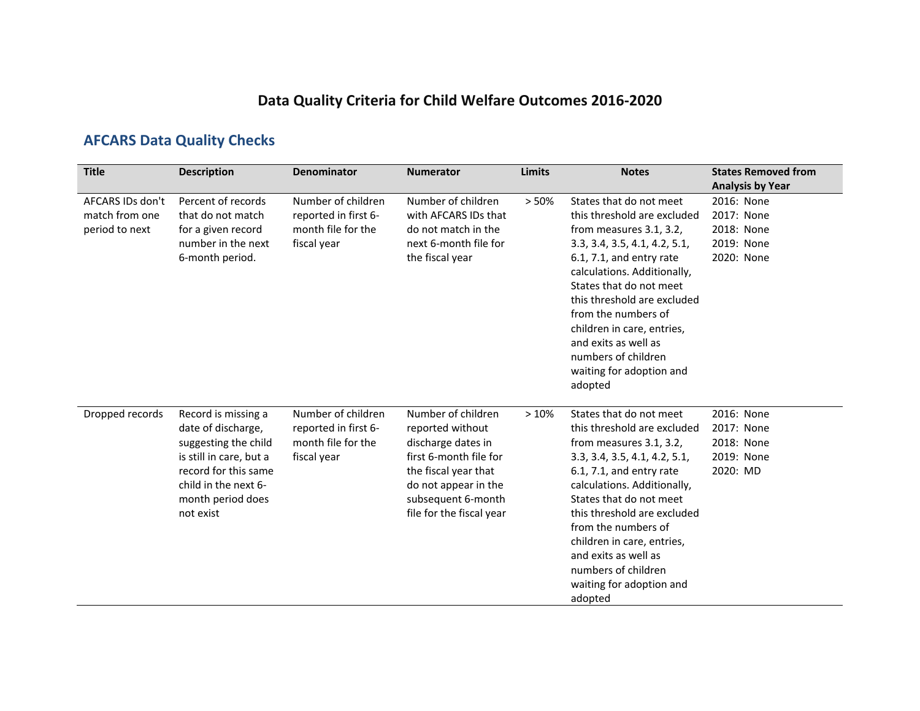# Data Quality Criteria for Child Welfare Outcomes 2016-2020

## AFCARS Data Quality Checks

| Title | Description | Denominator | Numerator | Limits | Notes | States Removed from Analysis by Year |
|---|---|---|---|---|---|---|
| AFCARS IDs don't match from one period to next | Percent of records that do not match for a given record number in the next 6-month period. | Number of children reported in first 6-month file for the fiscal year | Number of children with AFCARS IDs that do not match in the next 6-month file for the fiscal year | > 50% | States that do not meet this threshold are excluded from measures 3.1, 3.2, 3.3, 3.4, 3.5, 4.1, 4.2, 5.1, 6.1, 7.1, and entry rate calculations. Additionally, States that do not meet this threshold are excluded from the numbers of children in care, entries, and exits as well as numbers of children waiting for adoption and adopted | 2016: None<br>2017: None<br>2018: None<br>2019: None<br>2020: None |
| Dropped records | Record is missing a date of discharge, suggesting the child is still in care, but a record for this same child in the next 6-month period does not exist | Number of children reported in first 6-month file for the fiscal year | Number of children reported without discharge dates in first 6-month file for the fiscal year that do not appear in the subsequent 6-month file for the fiscal year | > 10% | States that do not meet this threshold are excluded from measures 3.1, 3.2, 3.3, 3.4, 3.5, 4.1, 4.2, 5.1, 6.1, 7.1, and entry rate calculations. Additionally, States that do not meet this threshold are excluded from the numbers of children in care, entries, and exits as well as numbers of children waiting for adoption and adopted | 2016: None<br>2017: None<br>2018: None<br>2019: None<br>2020: MD |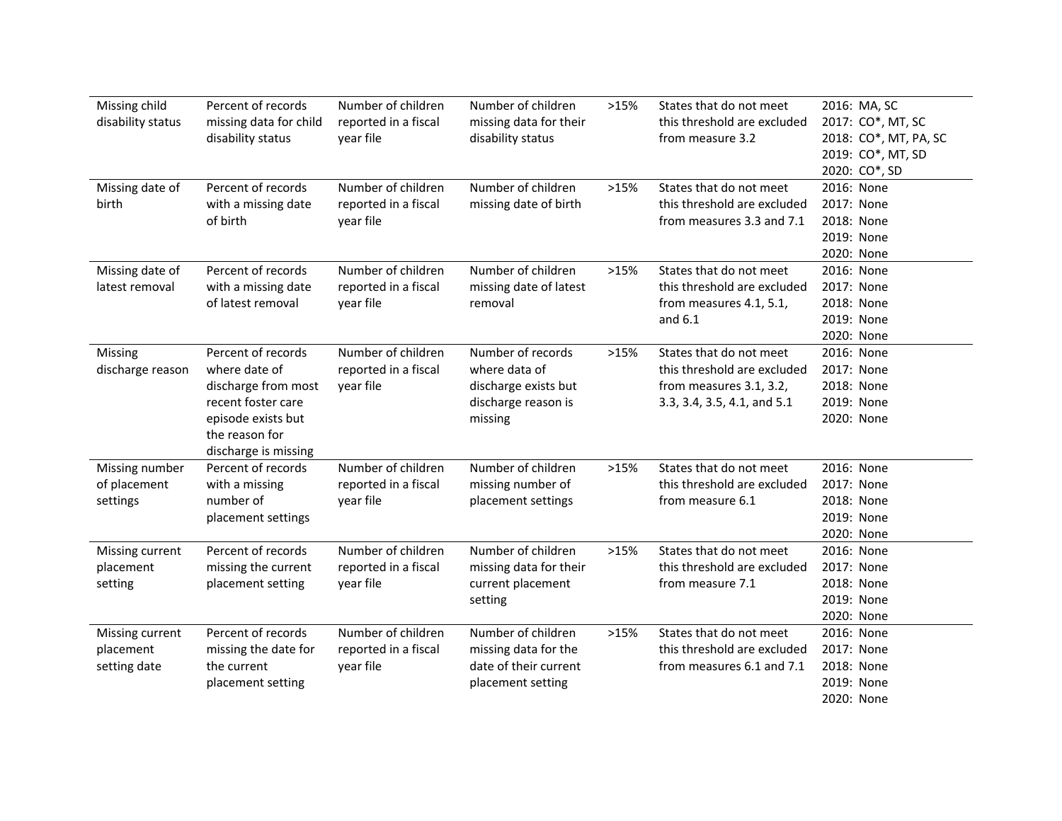| | | | | | | |
|---|---|---|---|---|---|---|
| Missing child disability status | Percent of records missing data for child disability status | Number of children reported in a fiscal year file | Number of children missing data for their disability status | >15% | States that do not meet this threshold are excluded from measure 3.2 | 2016: MA, SC<br>2017: CO*, MT, SC<br>2018: CO*, MT, PA, SC<br>2019: CO*, MT, SD<br>2020: CO*, SD |
| Missing date of birth | Percent of records with a missing date of birth | Number of children reported in a fiscal year file | Number of children missing date of birth | >15% | States that do not meet this threshold are excluded from measures 3.3 and 7.1 | 2016: None<br>2017: None<br>2018: None<br>2019: None<br>2020: None |
| Missing date of latest removal | Percent of records with a missing date of latest removal | Number of children reported in a fiscal year file | Number of children missing date of latest removal | >15% | States that do not meet this threshold are excluded from measures 4.1, 5.1, and 6.1 | 2016: None<br>2017: None<br>2018: None<br>2019: None<br>2020: None |
| Missing discharge reason | Percent of records where date of discharge from most recent foster care episode exists but the reason for discharge is missing | Number of children reported in a fiscal year file | Number of records where data of discharge exists but discharge reason is missing | >15% | States that do not meet this threshold are excluded from measures 3.1, 3.2, 3.3, 3.4, 3.5, 4.1, and 5.1 | 2016: None<br>2017: None<br>2018: None<br>2019: None<br>2020: None |
| Missing number of placement settings | Percent of records with a missing number of placement settings | Number of children reported in a fiscal year file | Number of children missing number of placement settings | >15% | States that do not meet this threshold are excluded from measure 6.1 | 2016: None<br>2017: None<br>2018: None<br>2019: None<br>2020: None |
| Missing current placement setting | Percent of records missing the current placement setting | Number of children reported in a fiscal year file | Number of children missing data for their current placement setting | >15% | States that do not meet this threshold are excluded from measure 7.1 | 2016: None<br>2017: None<br>2018: None<br>2019: None<br>2020: None |
| Missing current placement setting date | Percent of records missing the date for the current placement setting | Number of children reported in a fiscal year file | Number of children missing data for the date of their current placement setting | >15% | States that do not meet this threshold are excluded from measures 6.1 and 7.1 | 2016: None<br>2017: None<br>2018: None<br>2019: None<br>2020: None |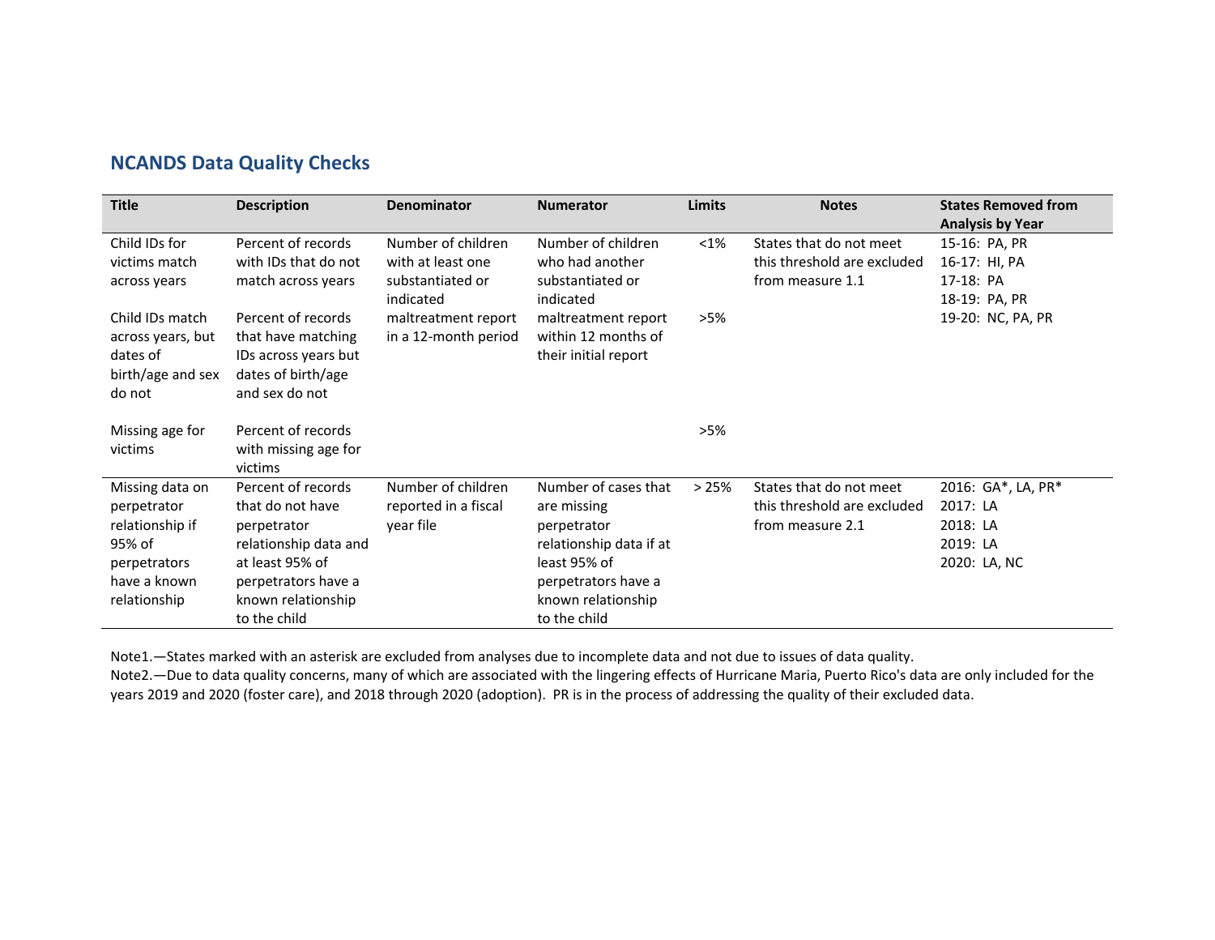## NCANDS Data Quality Checks

| Title | Description | Denominator | Numerator | Limits | Notes | States Removed from Analysis by Year |
|---|---|---|---|---|---|---|
| Child IDs for victims match across years | Percent of records with IDs that do not match across years | Number of children with at least one substantiated or indicated maltreatment report in a 12-month period | Number of children who had another substantiated or indicated maltreatment report within 12 months of their initial report | <1% | States that do not meet this threshold are excluded from measure 1.1 | 15-16: PA, PR<br>16-17: HI, PA<br>17-18: PA<br>18-19: PA, PR<br>19-20: NC, PA, PR |
| Child IDs match across years, but dates of birth/age and sex do not | Percent of records that have matching IDs across years but dates of birth/age and sex do not | | | >5% | | |
| Missing age for victims | Percent of records with missing age for victims | | | >5% | | |
| Missing data on perpetrator relationship if 95% of perpetrators have a known relationship | Percent of records that do not have perpetrator relationship data and at least 95% of perpetrators have a known relationship to the child | Number of children reported in a fiscal year file | Number of cases that are missing perpetrator relationship data if at least 95% of perpetrators have a known relationship to the child | > 25% | States that do not meet this threshold are excluded from measure 2.1 | 2016: GA*, LA, PR*<br>2017: LA<br>2018: LA<br>2019: LA<br>2020: LA, NC |

Note1.—States marked with an asterisk are excluded from analyses due to incomplete data and not due to issues of data quality.
Note2.—Due to data quality concerns, many of which are associated with the lingering effects of Hurricane Maria, Puerto Rico's data are only included for the years 2019 and 2020 (foster care), and 2018 through 2020 (adoption). PR is in the process of addressing the quality of their excluded data.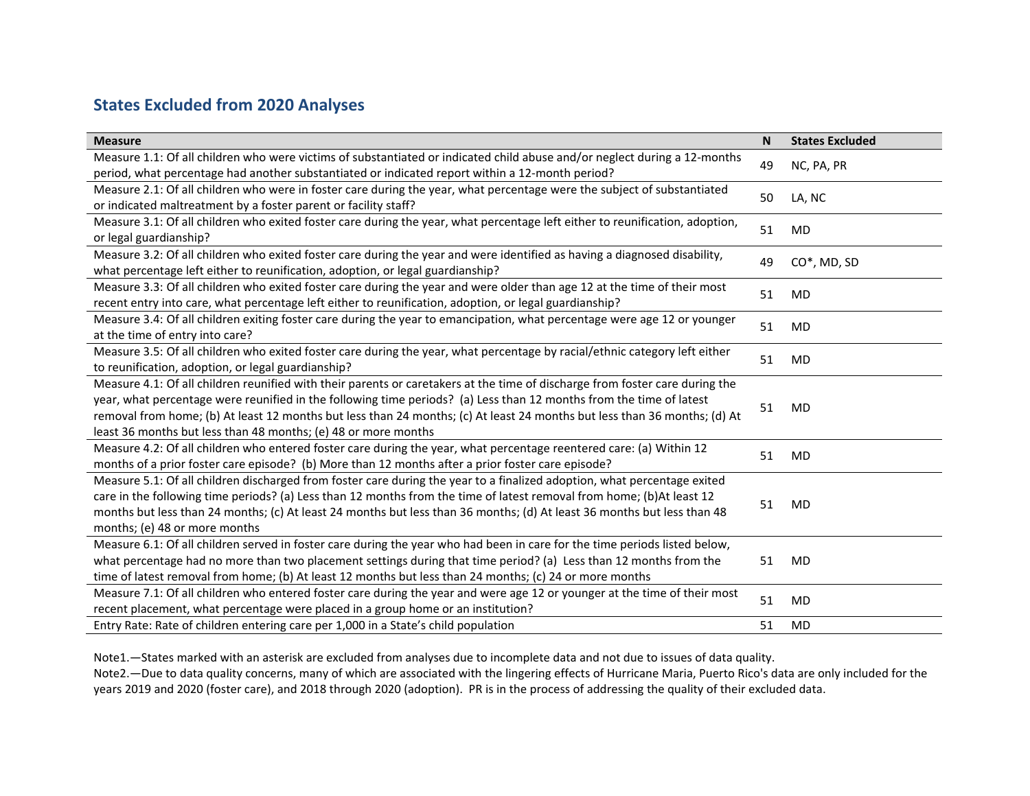## States Excluded from 2020 Analyses

| Measure | N | States Excluded |
|---|---|---|
| Measure 1.1: Of all children who were victims of substantiated or indicated child abuse and/or neglect during a 12-months period, what percentage had another substantiated or indicated report within a 12-month period? | 49 | NC, PA, PR |
| Measure 2.1: Of all children who were in foster care during the year, what percentage were the subject of substantiated or indicated maltreatment by a foster parent or facility staff? | 50 | LA, NC |
| Measure 3.1: Of all children who exited foster care during the year, what percentage left either to reunification, adoption, or legal guardianship? | 51 | MD |
| Measure 3.2: Of all children who exited foster care during the year and were identified as having a diagnosed disability, what percentage left either to reunification, adoption, or legal guardianship? | 49 | CO*, MD, SD |
| Measure 3.3: Of all children who exited foster care during the year and were older than age 12 at the time of their most recent entry into care, what percentage left either to reunification, adoption, or legal guardianship? | 51 | MD |
| Measure 3.4: Of all children exiting foster care during the year to emancipation, what percentage were age 12 or younger at the time of entry into care? | 51 | MD |
| Measure 3.5: Of all children who exited foster care during the year, what percentage by racial/ethnic category left either to reunification, adoption, or legal guardianship? | 51 | MD |
| Measure 4.1: Of all children reunified with their parents or caretakers at the time of discharge from foster care during the year, what percentage were reunified in the following time periods? (a) Less than 12 months from the time of latest removal from home; (b) At least 12 months but less than 24 months; (c) At least 24 months but less than 36 months; (d) At least 36 months but less than 48 months; (e) 48 or more months | 51 | MD |
| Measure 4.2: Of all children who entered foster care during the year, what percentage reentered care: (a) Within 12 months of a prior foster care episode? (b) More than 12 months after a prior foster care episode? | 51 | MD |
| Measure 5.1: Of all children discharged from foster care during the year to a finalized adoption, what percentage exited care in the following time periods? (a) Less than 12 months from the time of latest removal from home; (b)At least 12 months but less than 24 months; (c) At least 24 months but less than 36 months; (d) At least 36 months but less than 48 months; (e) 48 or more months | 51 | MD |
| Measure 6.1: Of all children served in foster care during the year who had been in care for the time periods listed below, what percentage had no more than two placement settings during that time period? (a) Less than 12 months from the time of latest removal from home; (b) At least 12 months but less than 24 months; (c) 24 or more months | 51 | MD |
| Measure 7.1: Of all children who entered foster care during the year and were age 12 or younger at the time of their most recent placement, what percentage were placed in a group home or an institution? | 51 | MD |
| Entry Rate: Rate of children entering care per 1,000 in a State's child population | 51 | MD |

Note1.—States marked with an asterisk are excluded from analyses due to incomplete data and not due to issues of data quality.

Note2.—Due to data quality concerns, many of which are associated with the lingering effects of Hurricane Maria, Puerto Rico's data are only included for the years 2019 and 2020 (foster care), and 2018 through 2020 (adoption). PR is in the process of addressing the quality of their excluded data.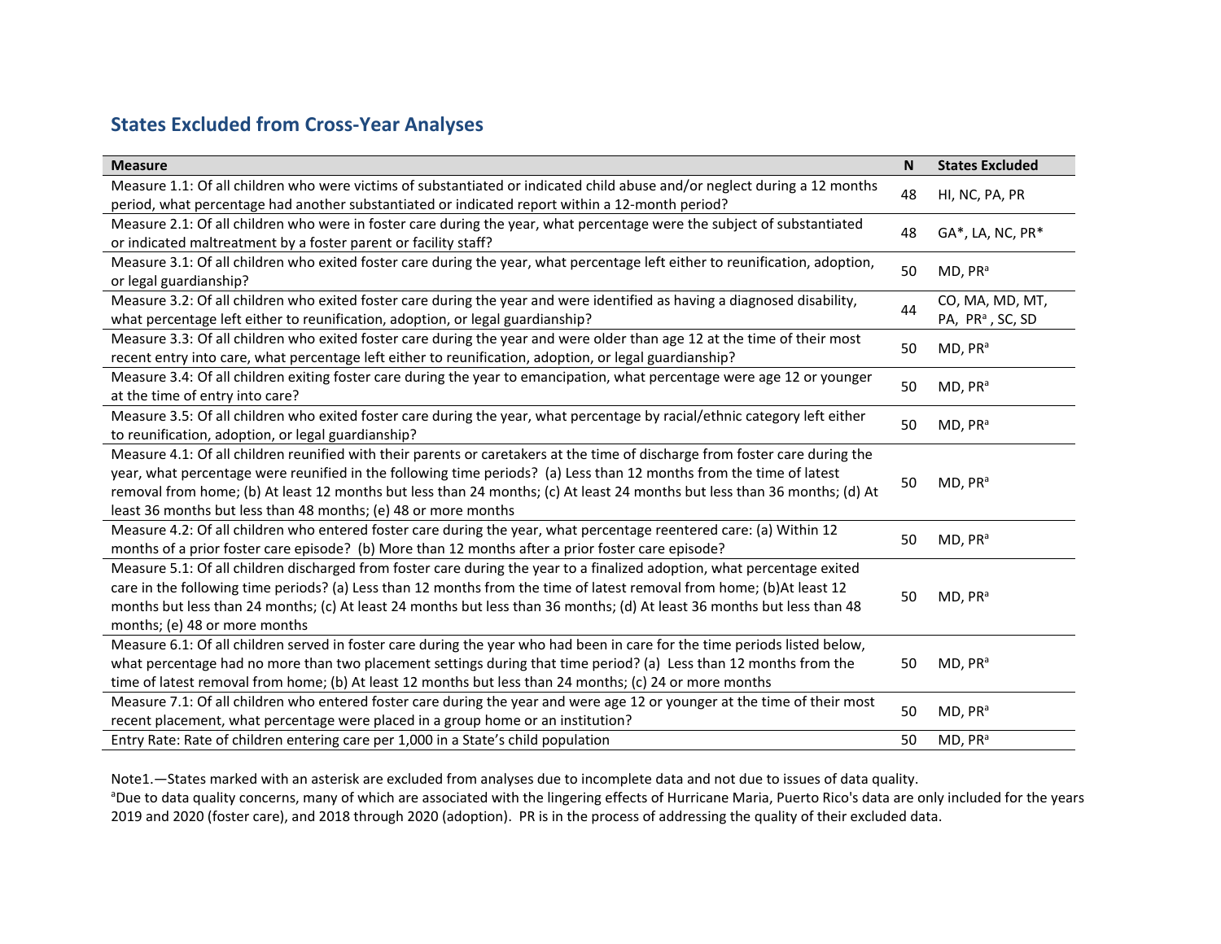## States Excluded from Cross-Year Analyses

| Measure | N | States Excluded |
|---|---|---|
| Measure 1.1: Of all children who were victims of substantiated or indicated child abuse and/or neglect during a 12 months period, what percentage had another substantiated or indicated report within a 12-month period? | 48 | HI, NC, PA, PR |
| Measure 2.1: Of all children who were in foster care during the year, what percentage were the subject of substantiated or indicated maltreatment by a foster parent or facility staff? | 48 | GA*, LA, NC, PR* |
| Measure 3.1: Of all children who exited foster care during the year, what percentage left either to reunification, adoption, or legal guardianship? | 50 | MD, PR[a] |
| Measure 3.2: Of all children who exited foster care during the year and were identified as having a diagnosed disability, what percentage left either to reunification, adoption, or legal guardianship? | 44 | CO, MA, MD, MT, PA, PR[a], SC, SD |
| Measure 3.3: Of all children who exited foster care during the year and were older than age 12 at the time of their most recent entry into care, what percentage left either to reunification, adoption, or legal guardianship? | 50 | MD, PR[a] |
| Measure 3.4: Of all children exiting foster care during the year to emancipation, what percentage were age 12 or younger at the time of entry into care? | 50 | MD, PR[a] |
| Measure 3.5: Of all children who exited foster care during the year, what percentage by racial/ethnic category left either to reunification, adoption, or legal guardianship? | 50 | MD, PR[a] |
| Measure 4.1: Of all children reunified with their parents or caretakers at the time of discharge from foster care during the year, what percentage were reunified in the following time periods? (a) Less than 12 months from the time of latest removal from home; (b) At least 12 months but less than 24 months; (c) At least 24 months but less than 36 months; (d) At least 36 months but less than 48 months; (e) 48 or more months | 50 | MD, PR[a] |
| Measure 4.2: Of all children who entered foster care during the year, what percentage reentered care: (a) Within 12 months of a prior foster care episode? (b) More than 12 months after a prior foster care episode? | 50 | MD, PR[a] |
| Measure 5.1: Of all children discharged from foster care during the year to a finalized adoption, what percentage exited care in the following time periods? (a) Less than 12 months from the time of latest removal from home; (b)At least 12 months but less than 24 months; (c) At least 24 months but less than 36 months; (d) At least 36 months but less than 48 months; (e) 48 or more months | 50 | MD, PR[a] |
| Measure 6.1: Of all children served in foster care during the year who had been in care for the time periods listed below, what percentage had no more than two placement settings during that time period? (a) Less than 12 months from the time of latest removal from home; (b) At least 12 months but less than 24 months; (c) 24 or more months | 50 | MD, PR[a] |
| Measure 7.1: Of all children who entered foster care during the year and were age 12 or younger at the time of their most recent placement, what percentage were placed in a group home or an institution? | 50 | MD, PR[a] |
| Entry Rate: Rate of children entering care per 1,000 in a State's child population | 50 | MD, PR[a] |

Note1.—States marked with an asterisk are excluded from analyses due to incomplete data and not due to issues of data quality.

[a]Due to data quality concerns, many of which are associated with the lingering effects of Hurricane Maria, Puerto Rico's data are only included for the years 2019 and 2020 (foster care), and 2018 through 2020 (adoption). PR is in the process of addressing the quality of their excluded data.